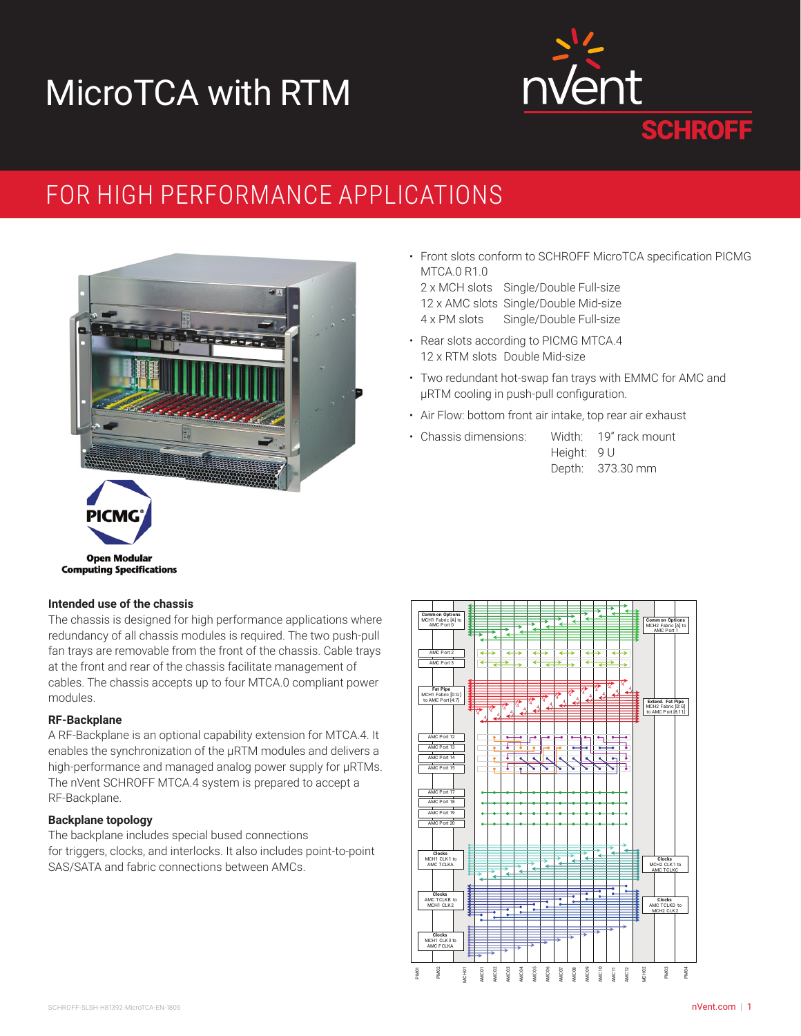# MicroTCA with RTM

## FOR HIGH PERFORMANCE APPLICATIONS

- Front slots conform to SCHROFF MicroTCA specification PICMG MTCA.0 R1.0
  - 2 x MCH slots  Single/Double Full-size
  - 12 x AMC slots  Single/Double Mid-size
  - 4 x PM slots  Single/Double Full-size
- Rear slots according to PICMG MTCA.4
  - 12 x RTM slots  Double Mid-size
- Two redundant hot-swap fan trays with EMMC for AMC and µRTM cooling in push-pull configuration.
- Air Flow: bottom front air intake, top rear air exhaust
- Chassis dimensions:
  - Width: 19" rack mount
  - Height: 9 U
  - Depth: 373.30 mm

### Intended use of the chassis

The chassis is designed for high performance applications where redundancy of all chassis modules is required. The two push-pull fan trays are removable from the front of the chassis. Cable trays at the front and rear of the chassis facilitate management of cables. The chassis accepts up to four MTCA.0 compliant power modules.

### RF-Backplane

A RF-Backplane is an optional capability extension for MTCA.4. It enables the synchronization of the µRTM modules and delivers a high-performance and managed analog power supply for µRTMs. The nVent SCHROFF MTCA.4 system is prepared to accept a RF-Backplane.

### Backplane topology

The backplane includes special bused connections for triggers, clocks, and interlocks. It also includes point-to-point SAS/SATA and fabric connections between AMCs.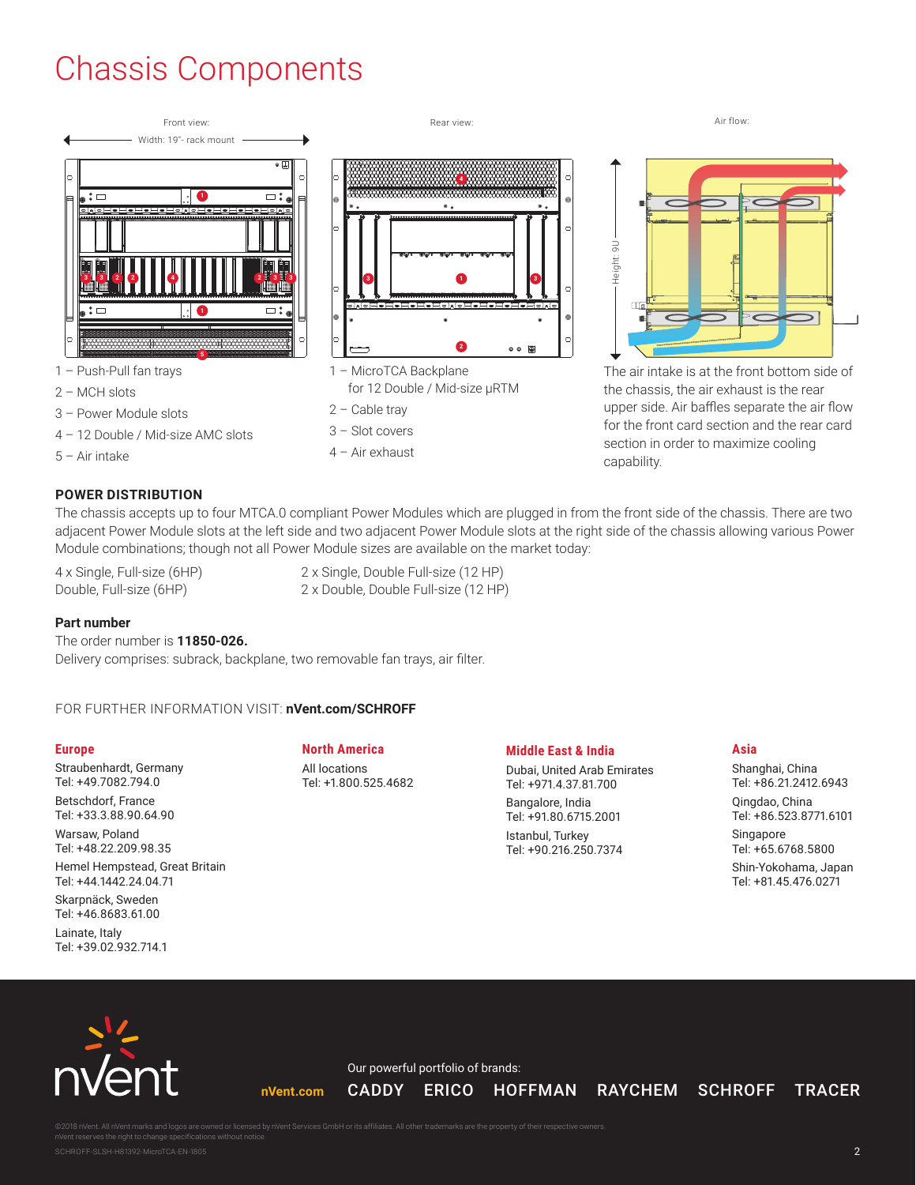# Chassis Components

Front view:

Width: 19"- rack mount

1 – Push-Pull fan trays
2 – MCH slots
3 – Power Module slots
4 – 12 Double / Mid-size AMC slots
5 – Air intake

Rear view:

1 – MicroTCA Backplane for 12 Double / Mid-size µRTM
2 – Cable tray
3 – Slot covers
4 – Air exhaust

Air flow:

Height: 9U

The air intake is at the front bottom side of the chassis, the air exhaust is the rear upper side. Air baffles separate the air flow for the front card section and the rear card section in order to maximize cooling capability.

**POWER DISTRIBUTION**

The chassis accepts up to four MTCA.0 compliant Power Modules which are plugged in from the front side of the chassis. There are two adjacent Power Module slots at the left side and two adjacent Power Module slots at the right side of the chassis allowing various Power Module combinations; though not all Power Module sizes are available on the market today:

4 x Single, Full-size (6HP)
Double, Full-size (6HP)
2 x Single, Double Full-size (12 HP)
2 x Double, Double Full-size (12 HP)

**Part number**

The order number is **11850-026.**
Delivery comprises: subrack, backplane, two removable fan trays, air filter.

FOR FURTHER INFORMATION VISIT: **nVent.com/SCHROFF**

**Europe**
Straubenhardt, Germany
Tel: +49.7082.794.0
Betschdorf, France
Tel: +33.3.88.90.64.90
Warsaw, Poland
Tel: +48.22.209.98.35
Hemel Hempstead, Great Britain
Tel: +44.1442.24.04.71
Skarpnäck, Sweden
Tel: +46.8683.61.00
Lainate, Italy
Tel: +39.02.932.714.1

**North America**
All locations
Tel: +1.800.525.4682

**Middle East & India**
Dubai, United Arab Emirates
Tel: +971.4.37.81.700
Bangalore, India
Tel: +91.80.6715.2001
Istanbul, Turkey
Tel: +90.216.250.7374

**Asia**
Shanghai, China
Tel: +86.21.2412.6943
Qingdao, China
Tel: +86.523.8771.6101
Singapore
Tel: +65.6768.5800
Shin-Yokohama, Japan
Tel: +81.45.476.0271

nVent

nVent.com

Our powerful portfolio of brands:
CADDY ERICO HOFFMAN RAYCHEM SCHROFF TRACER

©2018 nVent. All nVent marks and logos are owned or licensed by nVent Services GmbH or its affiliates. All other trademarks are the property of their respective owners.
nVent reserves the right to change specifications without notice.

SCHROFF-SLSH-H81392-MicroTCA-EN-1805